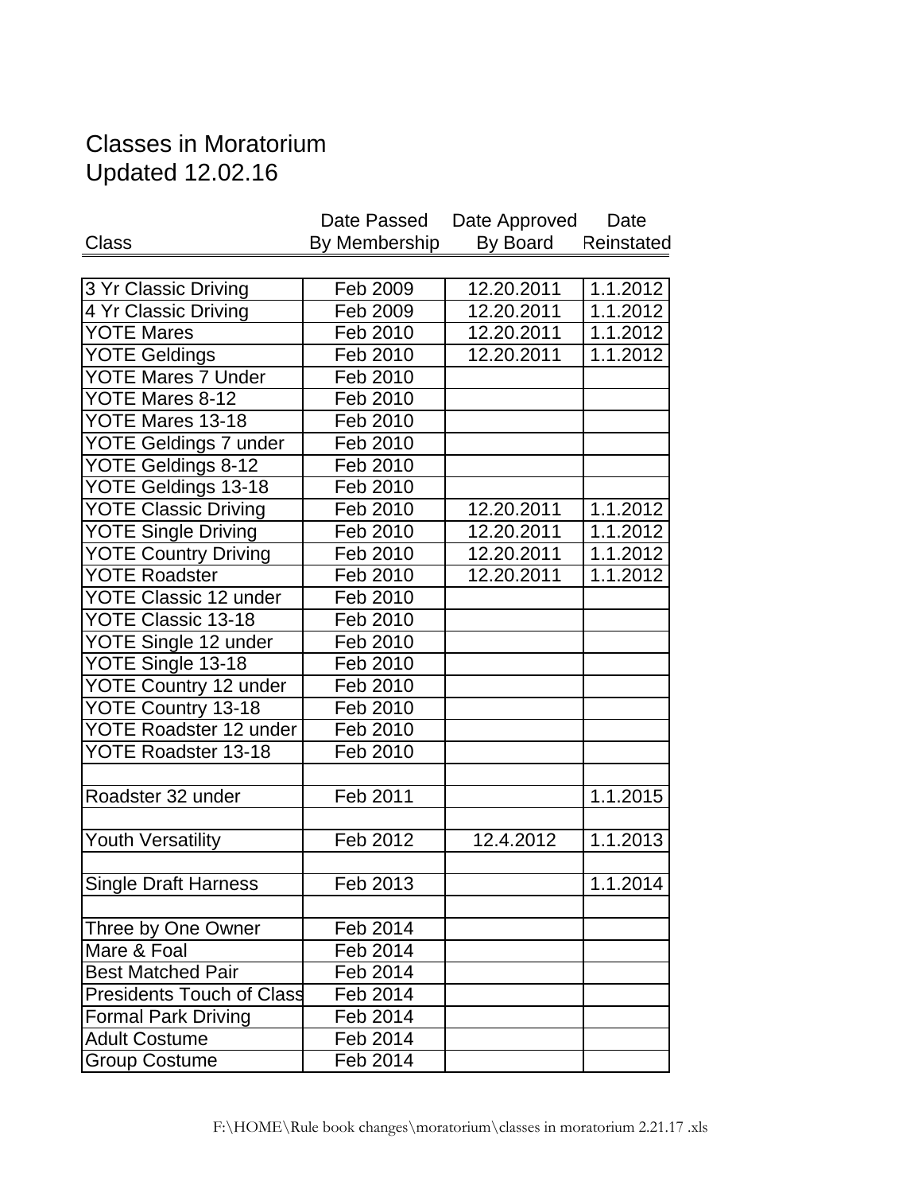# Classes in Moratorium
## Updated 12.02.16

| Class | Date Passed By Membership | Date Approved By Board | Date Reinstated |
|---|---|---|---|
| 3 Yr Classic Driving | Feb 2009 | 12.20.2011 | 1.1.2012 |
| 4 Yr Classic Driving | Feb 2009 | 12.20.2011 | 1.1.2012 |
| YOTE Mares | Feb 2010 | 12.20.2011 | 1.1.2012 |
| YOTE Geldings | Feb 2010 | 12.20.2011 | 1.1.2012 |
| YOTE Mares 7 Under | Feb 2010 | | |
| YOTE Mares 8-12 | Feb 2010 | | |
| YOTE Mares 13-18 | Feb 2010 | | |
| YOTE Geldings 7 under | Feb 2010 | | |
| YOTE Geldings 8-12 | Feb 2010 | | |
| YOTE Geldings 13-18 | Feb 2010 | | |
| YOTE Classic Driving | Feb 2010 | 12.20.2011 | 1.1.2012 |
| YOTE Single Driving | Feb 2010 | 12.20.2011 | 1.1.2012 |
| YOTE Country Driving | Feb 2010 | 12.20.2011 | 1.1.2012 |
| YOTE Roadster | Feb 2010 | 12.20.2011 | 1.1.2012 |
| YOTE Classic 12 under | Feb 2010 | | |
| YOTE Classic 13-18 | Feb 2010 | | |
| YOTE Single 12 under | Feb 2010 | | |
| YOTE Single 13-18 | Feb 2010 | | |
| YOTE Country 12 under | Feb 2010 | | |
| YOTE Country 13-18 | Feb 2010 | | |
| YOTE Roadster 12 under | Feb 2010 | | |
| YOTE Roadster 13-18 | Feb 2010 | | |
| | | | |
| Roadster 32 under | Feb 2011 | | 1.1.2015 |
| | | | |
| Youth Versatility | Feb 2012 | 12.4.2012 | 1.1.2013 |
| | | | |
| Single Draft Harness | Feb 2013 | | 1.1.2014 |
| | | | |
| Three by One Owner | Feb 2014 | | |
| Mare & Foal | Feb 2014 | | |
| Best Matched Pair | Feb 2014 | | |
| Presidents Touch of Class | Feb 2014 | | |
| Formal Park Driving | Feb 2014 | | |
| Adult Costume | Feb 2014 | | |
| Group Costume | Feb 2014 | | |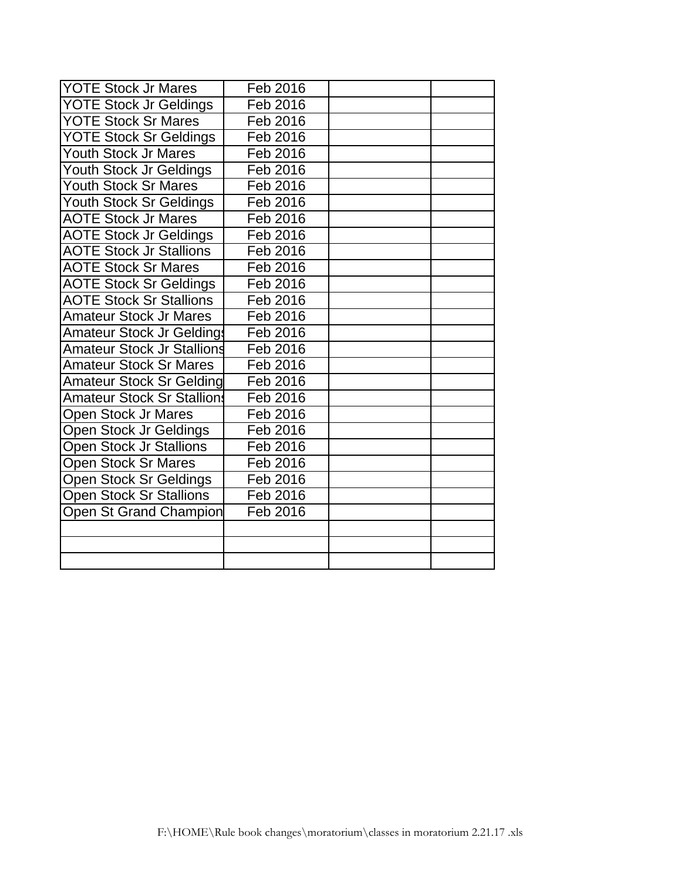| | | | |
|---|---|---|---|
| YOTE Stock Jr Mares | Feb 2016 | | |
| YOTE Stock Jr Geldings | Feb 2016 | | |
| YOTE Stock Sr Mares | Feb 2016 | | |
| YOTE Stock Sr Geldings | Feb 2016 | | |
| Youth Stock Jr Mares | Feb 2016 | | |
| Youth Stock Jr Geldings | Feb 2016 | | |
| Youth Stock Sr Mares | Feb 2016 | | |
| Youth Stock Sr Geldings | Feb 2016 | | |
| AOTE Stock Jr Mares | Feb 2016 | | |
| AOTE Stock Jr Geldings | Feb 2016 | | |
| AOTE Stock Jr Stallions | Feb 2016 | | |
| AOTE Stock Sr Mares | Feb 2016 | | |
| AOTE Stock Sr Geldings | Feb 2016 | | |
| AOTE Stock Sr Stallions | Feb 2016 | | |
| Amateur Stock Jr Mares | Feb 2016 | | |
| Amateur Stock Jr Geldings | Feb 2016 | | |
| Amateur Stock Jr Stallions | Feb 2016 | | |
| Amateur Stock Sr Mares | Feb 2016 | | |
| Amateur Stock Sr Gelding | Feb 2016 | | |
| Amateur Stock Sr Stallions | Feb 2016 | | |
| Open Stock Jr Mares | Feb 2016 | | |
| Open Stock Jr Geldings | Feb 2016 | | |
| Open Stock Jr Stallions | Feb 2016 | | |
| Open Stock Sr Mares | Feb 2016 | | |
| Open Stock Sr Geldings | Feb 2016 | | |
| Open Stock Sr Stallions | Feb 2016 | | |
| Open St Grand Champion | Feb 2016 | | |
| | | | |
| | | | |
| | | | |